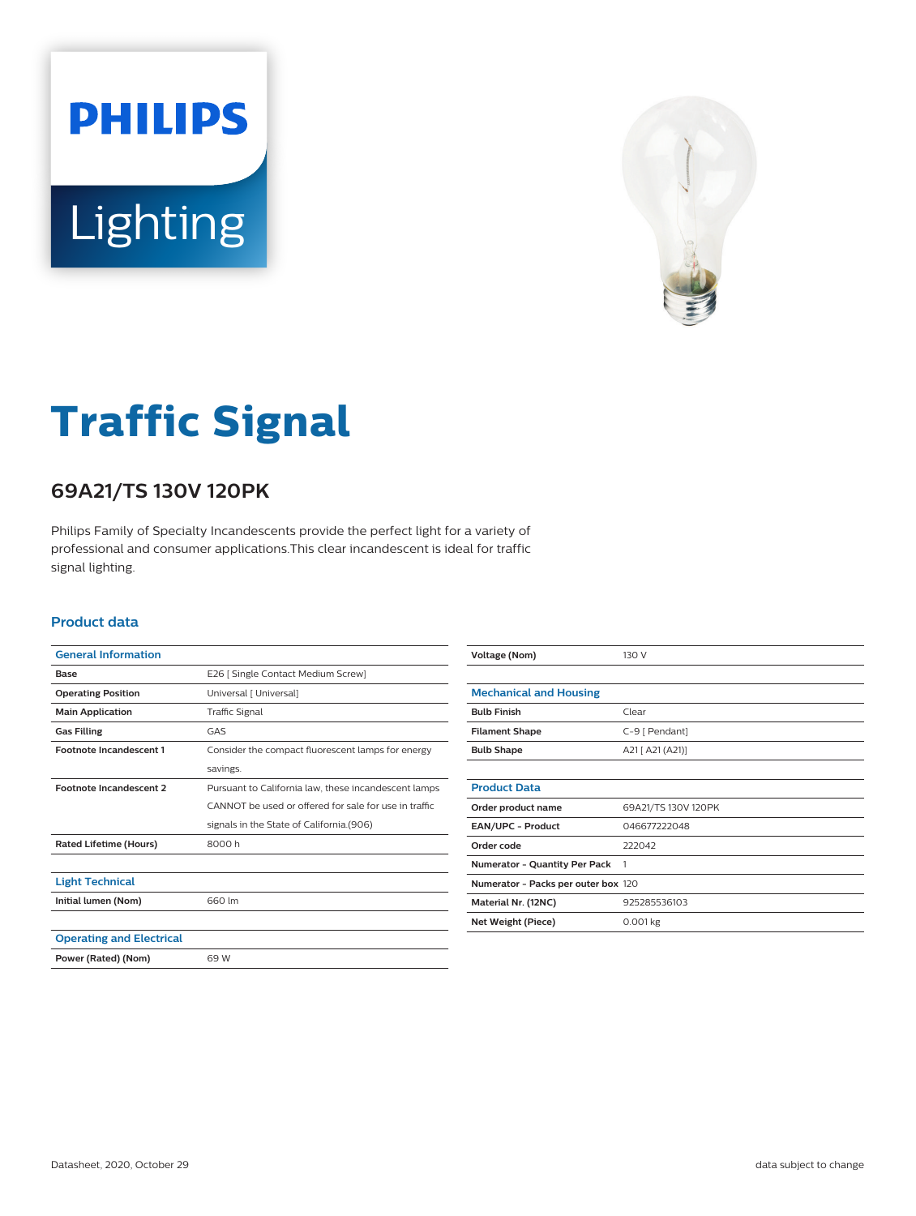PHILIPS

Lighting

# Traffic Signal

## 69A21/TS 130V 120PK

Philips Family of Specialty Incandescents provide the perfect light for a variety of professional and consumer applications.This clear incandescent is ideal for traffic signal lighting.

### Product data

| General Information | |
|---|---|
| **Base** | E26 [ Single Contact Medium Screw] |
| **Operating Position** | Universal [ Universal] |
| **Main Application** | Traffic Signal |
| **Gas Filling** | GAS |
| **Footnote Incandescent 1** | Consider the compact fluorescent lamps for energy savings. |
| **Footnote Incandescent 2** | Pursuant to California law, these incandescent lamps CANNOT be used or offered for sale for use in traffic signals in the State of California.(906) |
| **Rated Lifetime (Hours)** | 8000 h |

| Light Technical | |
|---|---|
| **Initial lumen (Nom)** | 660 lm |

| Operating and Electrical | |
|---|---|
| **Power (Rated) (Nom)** | 69 W |
| **Voltage (Nom)** | 130 V |

| Mechanical and Housing | |
|---|---|
| **Bulb Finish** | Clear |
| **Filament Shape** | C-9 [ Pendant] |
| **Bulb Shape** | A21 [ A21 (A21)] |

| Product Data | |
|---|---|
| **Order product name** | 69A21/TS 130V 120PK |
| **EAN/UPC - Product** | 046677222048 |
| **Order code** | 222042 |
| **Numerator - Quantity Per Pack** | 1 |
| **Numerator - Packs per outer box** | 120 |
| **Material Nr. (12NC)** | 925285536103 |
| **Net Weight (Piece)** | 0.001 kg |

Datasheet, 2020, October 29

data subject to change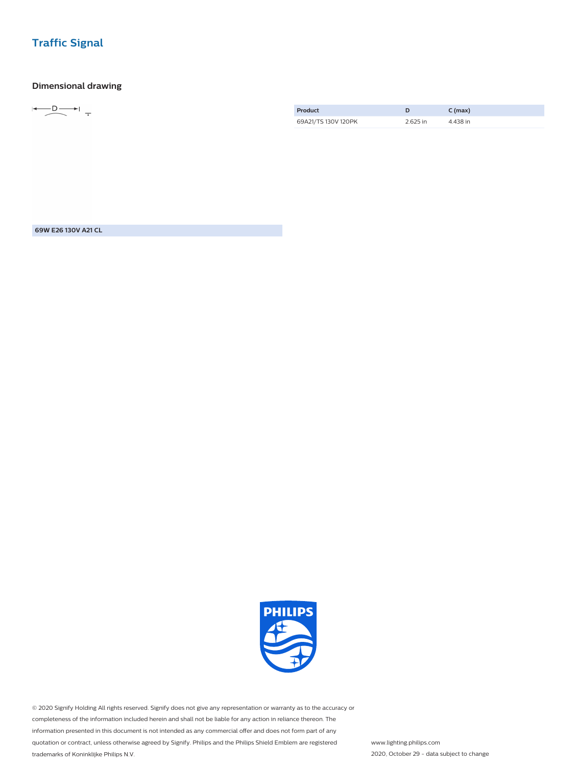## Traffic Signal

### Dimensional drawing

D

| Product | D | C (max) |
|---|---|---|
| 69A21/TS 130V 120PK | 2.625 in | 4.438 in |

**69W E26 130V A21 CL**

© 2020 Signify Holding All rights reserved. Signify does not give any representation or warranty as to the accuracy or completeness of the information included herein and shall not be liable for any action in reliance thereon. The information presented in this document is not intended as any commercial offer and does not form part of any quotation or contract, unless otherwise agreed by Signify. Philips and the Philips Shield Emblem are registered trademarks of Koninklijke Philips N.V.

www.lighting.philips.com

2020, October 29 - data subject to change